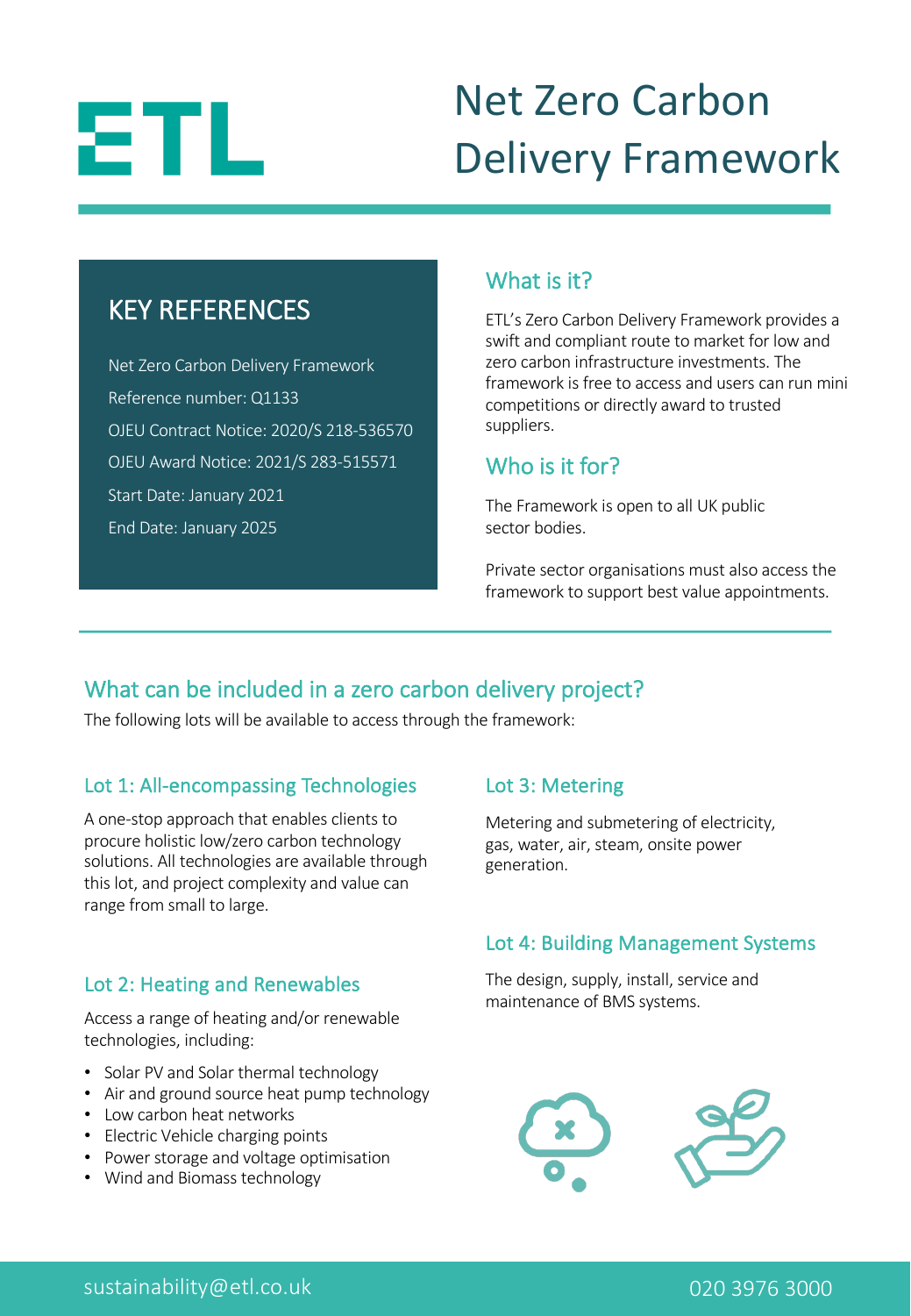# ETL

# Net Zero Carbon Delivery Framework

## KEY REFERENCES

Net Zero Carbon Delivery Framework

Reference number: Q1133

OJEU Contract Notice: 2020/S 218-536570

OJEU Award Notice: 2021/S 283-515571

Start Date: January 2021

End Date: January 2025

## What is it?

ETL's Zero Carbon Delivery Framework provides a swift and compliant route to market for low and zero carbon infrastructure investments. The framework is free to access and users can run mini competitions or directly award to trusted suppliers.

## Who is it for?

The Framework is open to all UK public sector bodies.

Private sector organisations must also access the framework to support best value appointments.

## What can be included in a zero carbon delivery project?

The following lots will be available to access through the framework:

### Lot 1: All-encompassing Technologies

A one-stop approach that enables clients to procure holistic low/zero carbon technology solutions. All technologies are available through this lot, and project complexity and value can range from small to large.

### Lot 2: Heating and Renewables

Access a range of heating and/or renewable technologies, including:

- Solar PV and Solar thermal technology
- Air and ground source heat pump technology
- Low carbon heat networks
- Electric Vehicle charging points
- Power storage and voltage optimisation
- Wind and Biomass technology

### Lot 3: Metering

Metering and submetering of electricity, gas, water, air, steam, onsite power generation.

### Lot 4: Building Management Systems

The design, supply, install, service and maintenance of BMS systems.

sustainability@etl.co.uk

020 3976 3000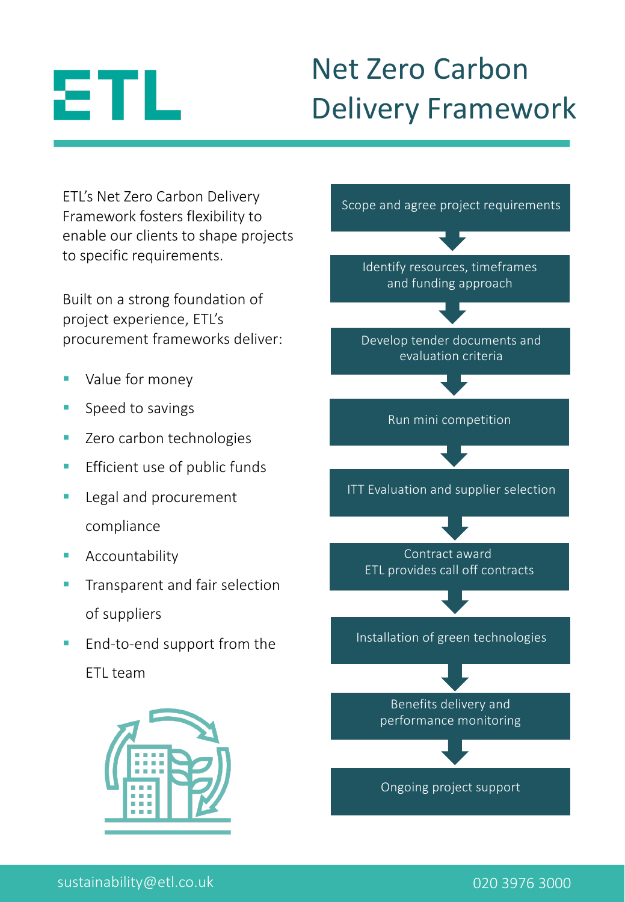ETL

# Net Zero Carbon Delivery Framework

ETL's Net Zero Carbon Delivery Framework fosters flexibility to enable our clients to shape projects to specific requirements.

Built on a strong foundation of project experience, ETL's procurement frameworks deliver:

- Value for money
- Speed to savings
- Zero carbon technologies
- Efficient use of public funds
- Legal and procurement compliance
- Accountability
- Transparent and fair selection of suppliers
- End-to-end support from the ETL team

1. Scope and agree project requirements
2. Identify resources, timeframes and funding approach
3. Develop tender documents and evaluation criteria
4. Run mini competition
5. ITT Evaluation and supplier selection
6. Contract award
   ETL provides call off contracts
7. Installation of green technologies
8. Benefits delivery and performance monitoring
9. Ongoing project support

sustainability@etl.co.uk

020 3976 3000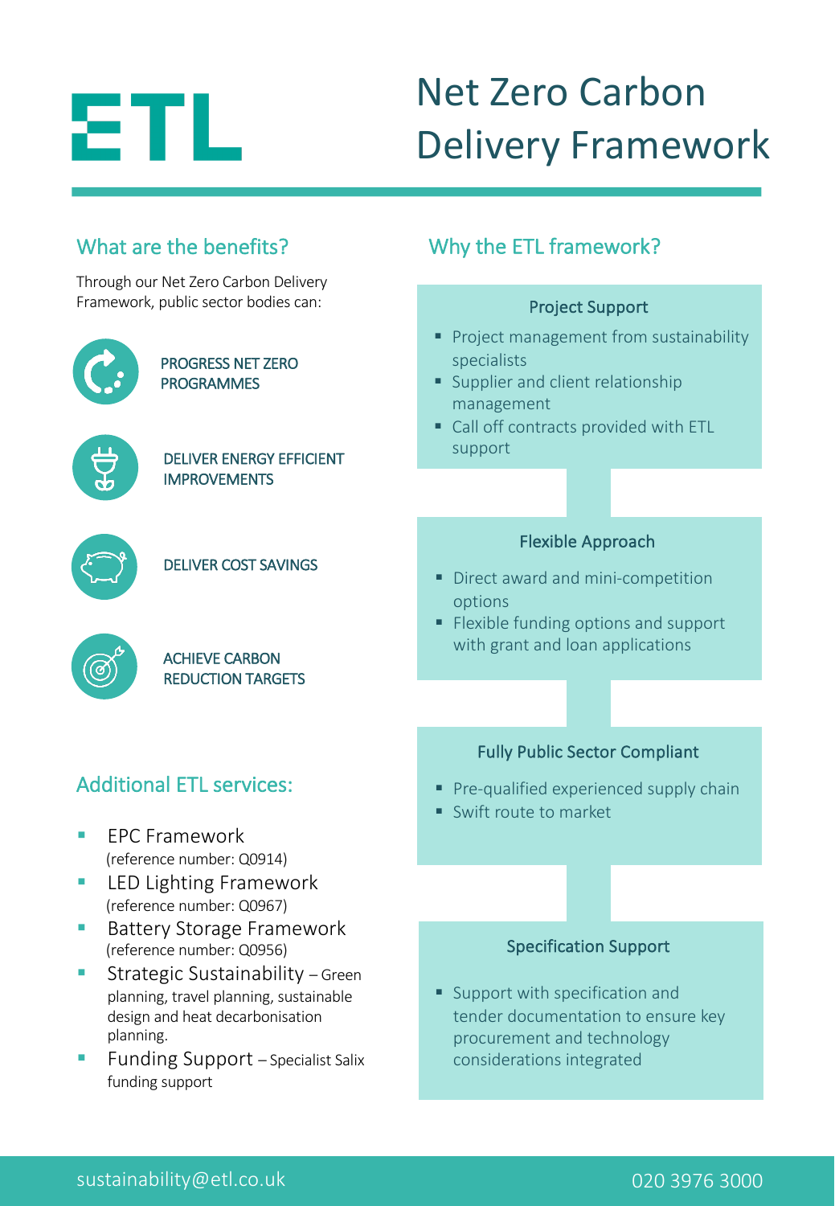ETL

# Net Zero Carbon Delivery Framework

## What are the benefits?

Through our Net Zero Carbon Delivery Framework, public sector bodies can:

- PROGRESS NET ZERO PROGRAMMES
- DELIVER ENERGY EFFICIENT IMPROVEMENTS
- DELIVER COST SAVINGS
- ACHIEVE CARBON REDUCTION TARGETS

## Additional ETL services:

- EPC Framework (reference number: Q0914)
- LED Lighting Framework (reference number: Q0967)
- Battery Storage Framework (reference number: Q0956)
- Strategic Sustainability – Green planning, travel planning, sustainable design and heat decarbonisation planning.
- Funding Support – Specialist Salix funding support

## Why the ETL framework?

### Project Support

- Project management from sustainability specialists
- Supplier and client relationship management
- Call off contracts provided with ETL support

### Flexible Approach

- Direct award and mini-competition options
- Flexible funding options and support with grant and loan applications

### Fully Public Sector Compliant

- Pre-qualified experienced supply chain
- Swift route to market

### Specification Support

- Support with specification and tender documentation to ensure key procurement and technology considerations integrated

sustainability@etl.co.uk

020 3976 3000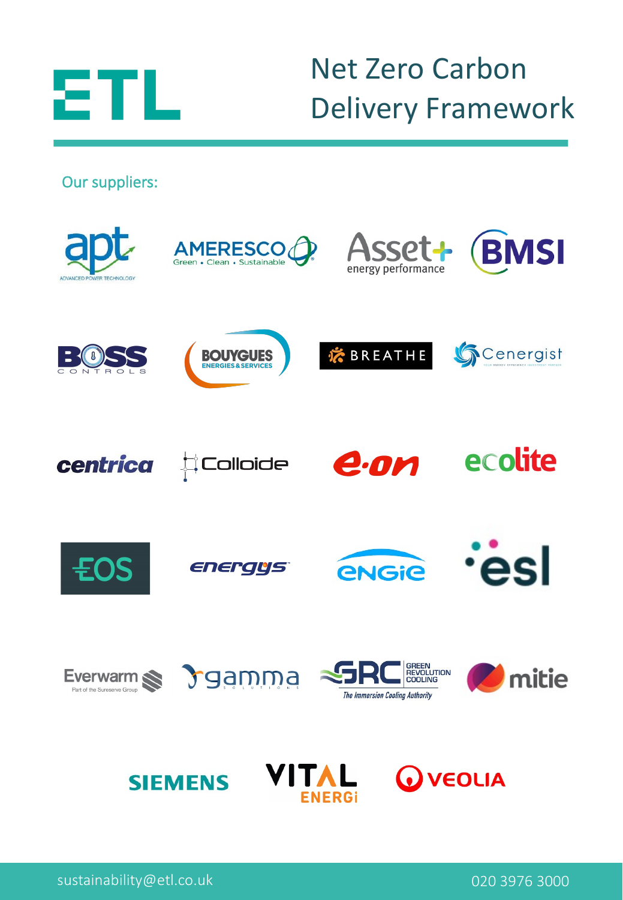# ETL

## Net Zero Carbon Delivery Framework

Our suppliers:

- apt (Advanced Power Technology)
- Ameresco (Green • Clean • Sustainable)
- Asset+ energy performance
- BMSI
- Boss Controls
- Bouygues Energies & Services
- Breathe
- Cenergist
- centrica
- Colloide
- e.on
- ecolite
- EOS
- energys
- engie
- esl
- Everwarm (Part of the Sureserve Group)
- gamma solutions
- GRC Green Revolution Cooling (The Immersion Cooling Authority)
- mitie
- Siemens
- Vital Energi
- Veolia

sustainability@etl.co.uk

020 3976 3000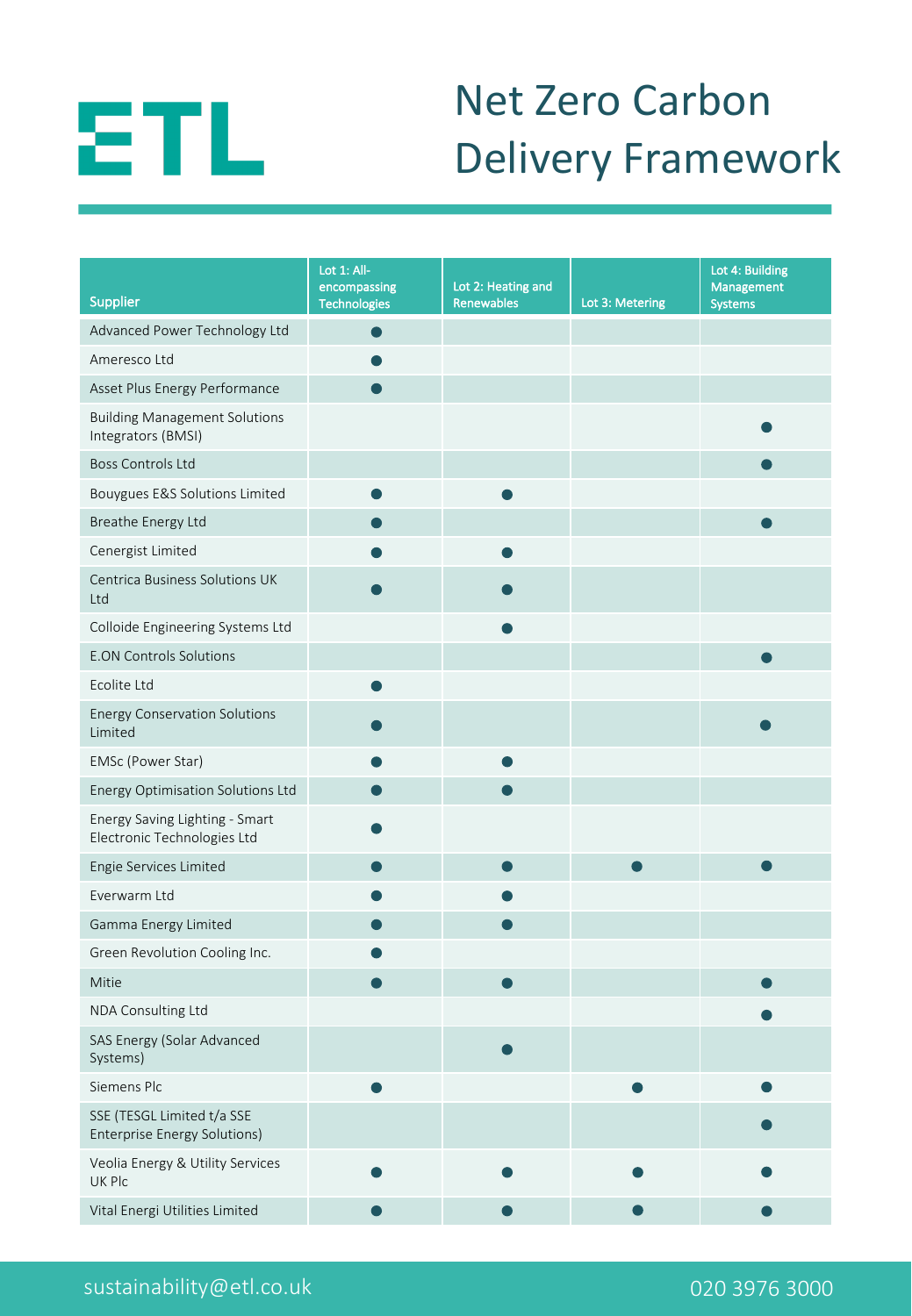ETL

# Net Zero Carbon Delivery Framework

| Supplier | Lot 1: All-encompassing Technologies | Lot 2: Heating and Renewables | Lot 3: Metering | Lot 4: Building Management Systems |
|---|---|---|---|---|
| Advanced Power Technology Ltd | ● | | | |
| Ameresco Ltd | ● | | | |
| Asset Plus Energy Performance | ● | | | |
| Building Management Solutions Integrators (BMSI) | | | | ● |
| Boss Controls Ltd | | | | ● |
| Bouygues E&S Solutions Limited | ● | ● | | |
| Breathe Energy Ltd | ● | | | ● |
| Cenergist Limited | ● | ● | | |
| Centrica Business Solutions UK Ltd | ● | ● | | |
| Colloide Engineering Systems Ltd | | ● | | |
| E.ON Controls Solutions | | | | ● |
| Ecolite Ltd | ● | | | |
| Energy Conservation Solutions Limited | ● | | | ● |
| EMSc (Power Star) | ● | ● | | |
| Energy Optimisation Solutions Ltd | ● | ● | | |
| Energy Saving Lighting - Smart Electronic Technologies Ltd | ● | | | |
| Engie Services Limited | ● | ● | ● | ● |
| Everwarm Ltd | ● | ● | | |
| Gamma Energy Limited | ● | ● | | |
| Green Revolution Cooling Inc. | ● | | | |
| Mitie | ● | ● | | ● |
| NDA Consulting Ltd | | | | ● |
| SAS Energy (Solar Advanced Systems) | | ● | | |
| Siemens Plc | ● | | ● | ● |
| SSE (TESGL Limited t/a SSE Enterprise Energy Solutions) | | | | ● |
| Veolia Energy & Utility Services UK Plc | ● | ● | ● | ● |
| Vital Energi Utilities Limited | ● | ● | ● | ● |

sustainability@etl.co.uk

020 3976 3000